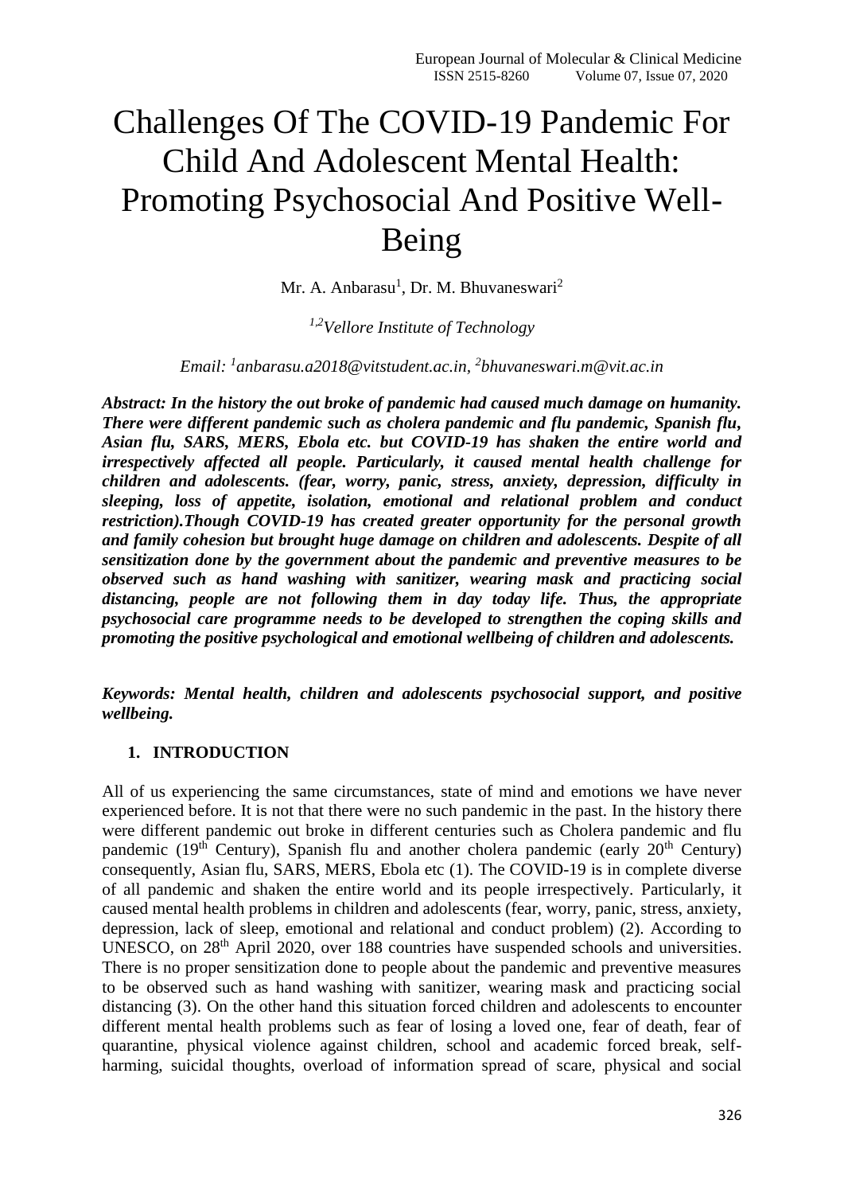# Challenges Of The COVID-19 Pandemic For Child And Adolescent Mental Health: Promoting Psychosocial And Positive Well-Being

Mr. A. Anbarasu[1], Dr. M. Bhuvaneswari[2]

*[1,2]Vellore Institute of Technology*

*Email: [1]anbarasu.a2018@vitstudent.ac.in, [2]bhuvaneswari.m@vit.ac.in*

***Abstract: In the history the out broke of pandemic had caused much damage on humanity. There were different pandemic such as cholera pandemic and flu pandemic, Spanish flu, Asian flu, SARS, MERS, Ebola etc. but COVID-19 has shaken the entire world and irrespectively affected all people. Particularly, it caused mental health challenge for children and adolescents. (fear, worry, panic, stress, anxiety, depression, difficulty in sleeping, loss of appetite, isolation, emotional and relational problem and conduct restriction).Though COVID-19 has created greater opportunity for the personal growth and family cohesion but brought huge damage on children and adolescents. Despite of all sensitization done by the government about the pandemic and preventive measures to be observed such as hand washing with sanitizer, wearing mask and practicing social distancing, people are not following them in day today life. Thus, the appropriate psychosocial care programme needs to be developed to strengthen the coping skills and promoting the positive psychological and emotional wellbeing of children and adolescents.***

***Keywords: Mental health, children and adolescents psychosocial support, and positive wellbeing.***

## 1. INTRODUCTION

All of us experiencing the same circumstances, state of mind and emotions we have never experienced before. It is not that there were no such pandemic in the past. In the history there were different pandemic out broke in different centuries such as Cholera pandemic and flu pandemic (19th Century), Spanish flu and another cholera pandemic (early 20th Century) consequently, Asian flu, SARS, MERS, Ebola etc (1). The COVID-19 is in complete diverse of all pandemic and shaken the entire world and its people irrespectively. Particularly, it caused mental health problems in children and adolescents (fear, worry, panic, stress, anxiety, depression, lack of sleep, emotional and relational and conduct problem) (2). According to UNESCO, on 28th April 2020, over 188 countries have suspended schools and universities. There is no proper sensitization done to people about the pandemic and preventive measures to be observed such as hand washing with sanitizer, wearing mask and practicing social distancing (3). On the other hand this situation forced children and adolescents to encounter different mental health problems such as fear of losing a loved one, fear of death, fear of quarantine, physical violence against children, school and academic forced break, self-harming, suicidal thoughts, overload of information spread of scare, physical and social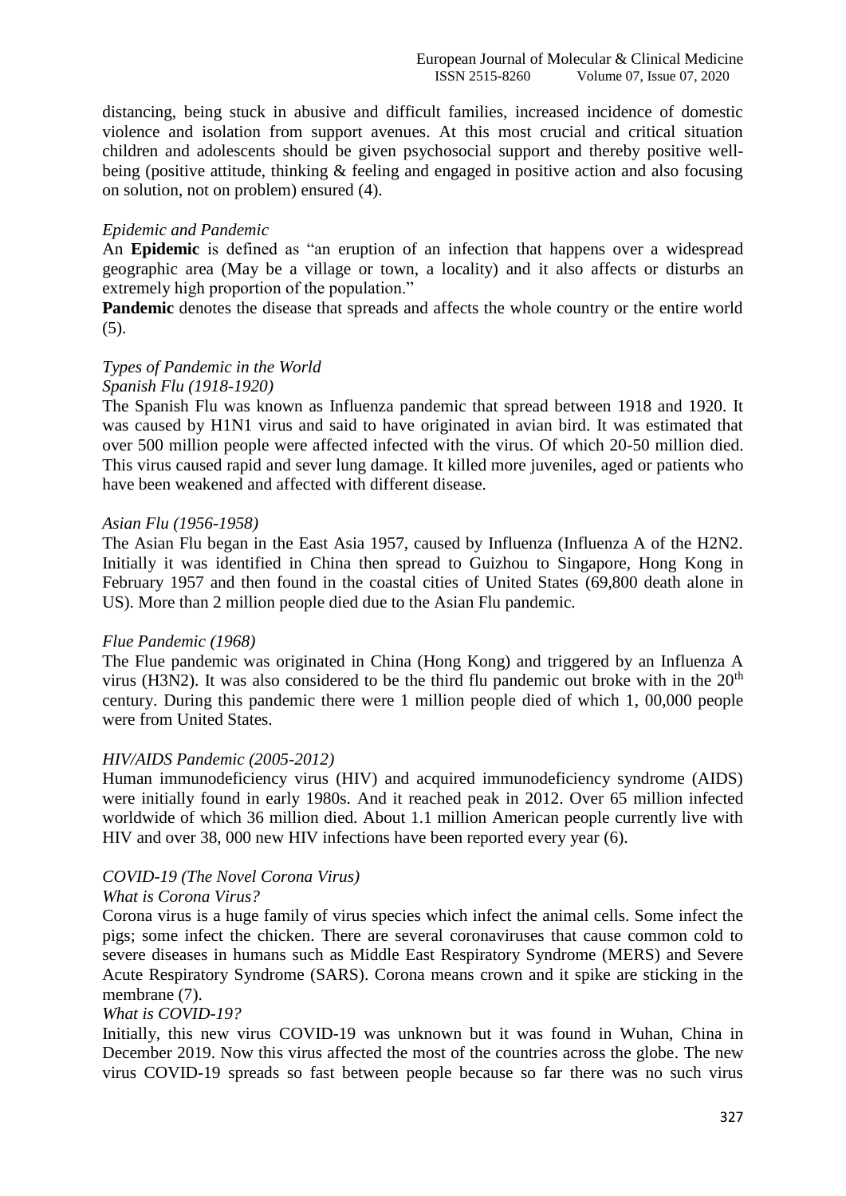distancing, being stuck in abusive and difficult families, increased incidence of domestic violence and isolation from support avenues. At this most crucial and critical situation children and adolescents should be given psychosocial support and thereby positive well-being (positive attitude, thinking & feeling and engaged in positive action and also focusing on solution, not on problem) ensured (4).

*Epidemic and Pandemic*

An **Epidemic** is defined as "an eruption of an infection that happens over a widespread geographic area (May be a village or town, a locality) and it also affects or disturbs an extremely high proportion of the population."

**Pandemic** denotes the disease that spreads and affects the whole country or the entire world (5).

*Types of Pandemic in the World*

*Spanish Flu (1918-1920)*

The Spanish Flu was known as Influenza pandemic that spread between 1918 and 1920. It was caused by H1N1 virus and said to have originated in avian bird. It was estimated that over 500 million people were affected infected with the virus. Of which 20-50 million died. This virus caused rapid and sever lung damage. It killed more juveniles, aged or patients who have been weakened and affected with different disease.

*Asian Flu (1956-1958)*

The Asian Flu began in the East Asia 1957, caused by Influenza (Influenza A of the H2N2. Initially it was identified in China then spread to Guizhou to Singapore, Hong Kong in February 1957 and then found in the coastal cities of United States (69,800 death alone in US). More than 2 million people died due to the Asian Flu pandemic.

*Flue Pandemic (1968)*

The Flue pandemic was originated in China (Hong Kong) and triggered by an Influenza A virus (H3N2). It was also considered to be the third flu pandemic out broke with in the 20$^{th}$ century. During this pandemic there were 1 million people died of which 1, 00,000 people were from United States.

*HIV/AIDS Pandemic (2005-2012)*

Human immunodeficiency virus (HIV) and acquired immunodeficiency syndrome (AIDS) were initially found in early 1980s. And it reached peak in 2012. Over 65 million infected worldwide of which 36 million died. About 1.1 million American people currently live with HIV and over 38, 000 new HIV infections have been reported every year (6).

*COVID-19 (The Novel Corona Virus)*

*What is Corona Virus?*

Corona virus is a huge family of virus species which infect the animal cells. Some infect the pigs; some infect the chicken. There are several coronaviruses that cause common cold to severe diseases in humans such as Middle East Respiratory Syndrome (MERS) and Severe Acute Respiratory Syndrome (SARS). Corona means crown and it spike are sticking in the membrane (7).

*What is COVID-19?*

Initially, this new virus COVID-19 was unknown but it was found in Wuhan, China in December 2019. Now this virus affected the most of the countries across the globe. The new virus COVID-19 spreads so fast between people because so far there was no such virus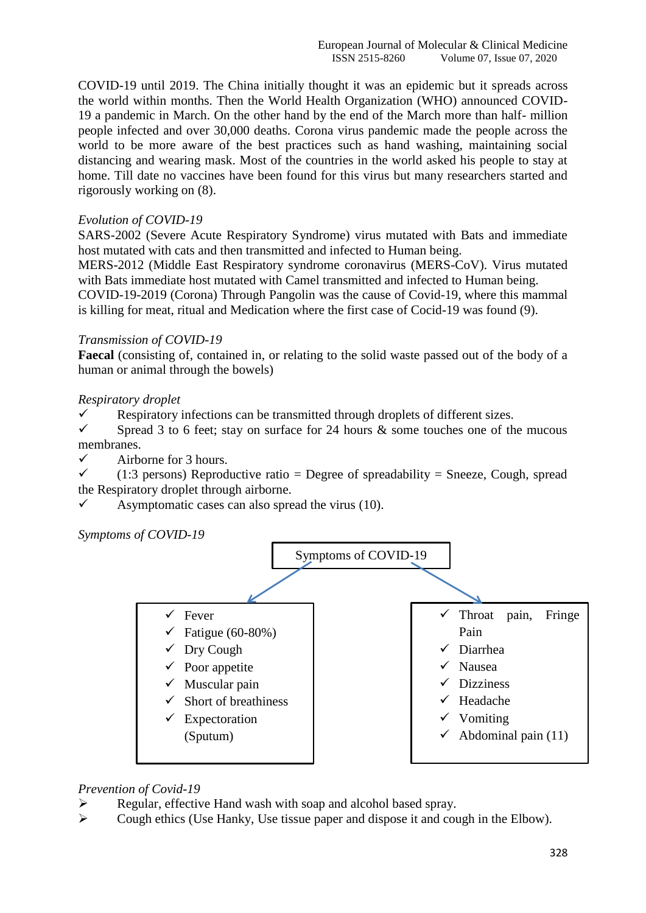COVID-19 until 2019. The China initially thought it was an epidemic but it spreads across the world within months. Then the World Health Organization (WHO) announced COVID-19 a pandemic in March. On the other hand by the end of the March more than half- million people infected and over 30,000 deaths. Corona virus pandemic made the people across the world to be more aware of the best practices such as hand washing, maintaining social distancing and wearing mask. Most of the countries in the world asked his people to stay at home. Till date no vaccines have been found for this virus but many researchers started and rigorously working on (8).

*Evolution of COVID-19*

SARS-2002 (Severe Acute Respiratory Syndrome) virus mutated with Bats and immediate host mutated with cats and then transmitted and infected to Human being.

MERS-2012 (Middle East Respiratory syndrome coronavirus (MERS-CoV). Virus mutated with Bats immediate host mutated with Camel transmitted and infected to Human being.

COVID-19-2019 (Corona) Through Pangolin was the cause of Covid-19, where this mammal is killing for meat, ritual and Medication where the first case of Cocid-19 was found (9).

*Transmission of COVID-19*

**Faecal** (consisting of, contained in, or relating to the solid waste passed out of the body of a human or animal through the bowels)

*Respiratory droplet*

- ✓ Respiratory infections can be transmitted through droplets of different sizes.
- ✓ Spread 3 to 6 feet; stay on surface for 24 hours & some touches one of the mucous membranes.
- ✓ Airborne for 3 hours.
- ✓ (1:3 persons) Reproductive ratio = Degree of spreadability = Sneeze, Cough, spread the Respiratory droplet through airborne.
- ✓ Asymptomatic cases can also spread the virus (10).

*Symptoms of COVID-19*

Symptoms of COVID-19

- ✓ Fever
- ✓ Fatigue (60-80%)
- ✓ Dry Cough
- ✓ Poor appetite
- ✓ Muscular pain
- ✓ Short of breathiness
- ✓ Expectoration (Sputum)

- ✓ Throat pain, Fringe Pain
- ✓ Diarrhea
- ✓ Nausea
- ✓ Dizziness
- ✓ Headache
- ✓ Vomiting
- ✓ Abdominal pain (11)

*Prevention of Covid-19*

- ➢ Regular, effective Hand wash with soap and alcohol based spray.
- ➢ Cough ethics (Use Hanky, Use tissue paper and dispose it and cough in the Elbow).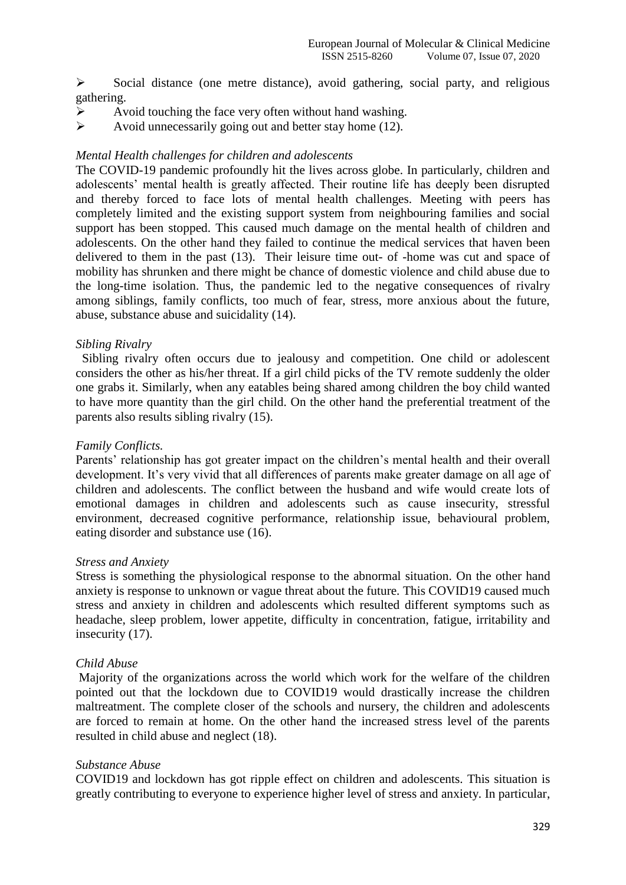- Social distance (one metre distance), avoid gathering, social party, and religious gathering.
- Avoid touching the face very often without hand washing.
- Avoid unnecessarily going out and better stay home (12).

*Mental Health challenges for children and adolescents*

The COVID-19 pandemic profoundly hit the lives across globe. In particularly, children and adolescents' mental health is greatly affected. Their routine life has deeply been disrupted and thereby forced to face lots of mental health challenges. Meeting with peers has completely limited and the existing support system from neighbouring families and social support has been stopped. This caused much damage on the mental health of children and adolescents. On the other hand they failed to continue the medical services that haven been delivered to them in the past (13). Their leisure time out- of -home was cut and space of mobility has shrunken and there might be chance of domestic violence and child abuse due to the long-time isolation. Thus, the pandemic led to the negative consequences of rivalry among siblings, family conflicts, too much of fear, stress, more anxious about the future, abuse, substance abuse and suicidality (14).

*Sibling Rivalry*

Sibling rivalry often occurs due to jealousy and competition. One child or adolescent considers the other as his/her threat. If a girl child picks of the TV remote suddenly the older one grabs it. Similarly, when any eatables being shared among children the boy child wanted to have more quantity than the girl child. On the other hand the preferential treatment of the parents also results sibling rivalry (15).

*Family Conflicts.*

Parents' relationship has got greater impact on the children's mental health and their overall development. It's very vivid that all differences of parents make greater damage on all age of children and adolescents. The conflict between the husband and wife would create lots of emotional damages in children and adolescents such as cause insecurity, stressful environment, decreased cognitive performance, relationship issue, behavioural problem, eating disorder and substance use (16).

*Stress and Anxiety*

Stress is something the physiological response to the abnormal situation. On the other hand anxiety is response to unknown or vague threat about the future. This COVID19 caused much stress and anxiety in children and adolescents which resulted different symptoms such as headache, sleep problem, lower appetite, difficulty in concentration, fatigue, irritability and insecurity (17).

*Child Abuse*

Majority of the organizations across the world which work for the welfare of the children pointed out that the lockdown due to COVID19 would drastically increase the children maltreatment. The complete closer of the schools and nursery, the children and adolescents are forced to remain at home. On the other hand the increased stress level of the parents resulted in child abuse and neglect (18).

*Substance Abuse*

COVID19 and lockdown has got ripple effect on children and adolescents. This situation is greatly contributing to everyone to experience higher level of stress and anxiety. In particular,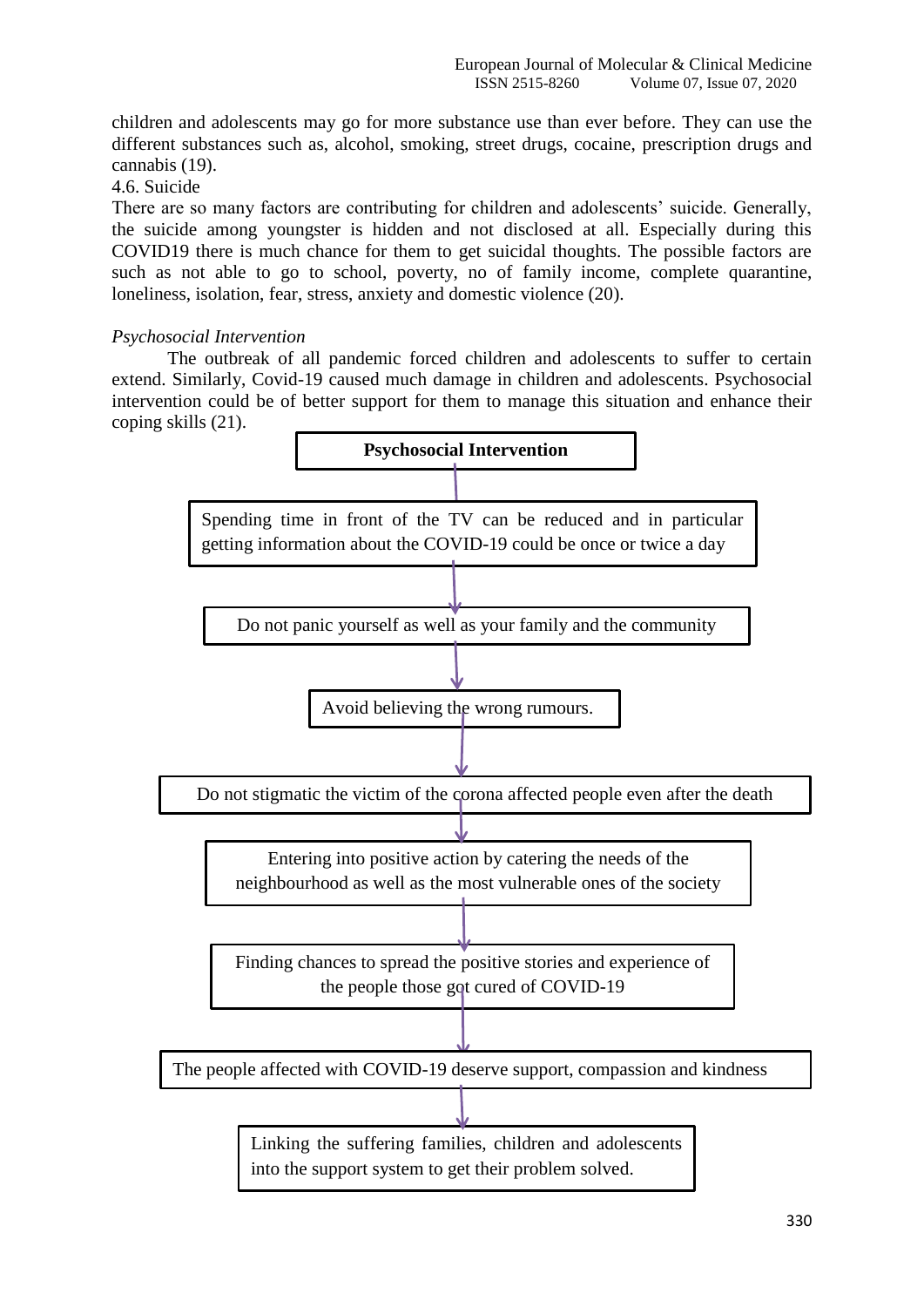children and adolescents may go for more substance use than ever before. They can use the different substances such as, alcohol, smoking, street drugs, cocaine, prescription drugs and cannabis (19).

4.6. Suicide

There are so many factors are contributing for children and adolescents' suicide. Generally, the suicide among youngster is hidden and not disclosed at all. Especially during this COVID19 there is much chance for them to get suicidal thoughts. The possible factors are such as not able to go to school, poverty, no of family income, complete quarantine, loneliness, isolation, fear, stress, anxiety and domestic violence (20).

*Psychosocial Intervention*

The outbreak of all pandemic forced children and adolescents to suffer to certain extend. Similarly, Covid-19 caused much damage in children and adolescents. Psychosocial intervention could be of better support for them to manage this situation and enhance their coping skills (21).

**Psychosocial Intervention**

↓

Spending time in front of the TV can be reduced and in particular getting information about the COVID-19 could be once or twice a day

↓

Do not panic yourself as well as your family and the community

↓

Avoid believing the wrong rumours.

↓

Do not stigmatic the victim of the corona affected people even after the death

↓

Entering into positive action by catering the needs of the neighbourhood as well as the most vulnerable ones of the society

↓

Finding chances to spread the positive stories and experience of the people those got cured of COVID-19

↓

The people affected with COVID-19 deserve support, compassion and kindness

↓

Linking the suffering families, children and adolescents into the support system to get their problem solved.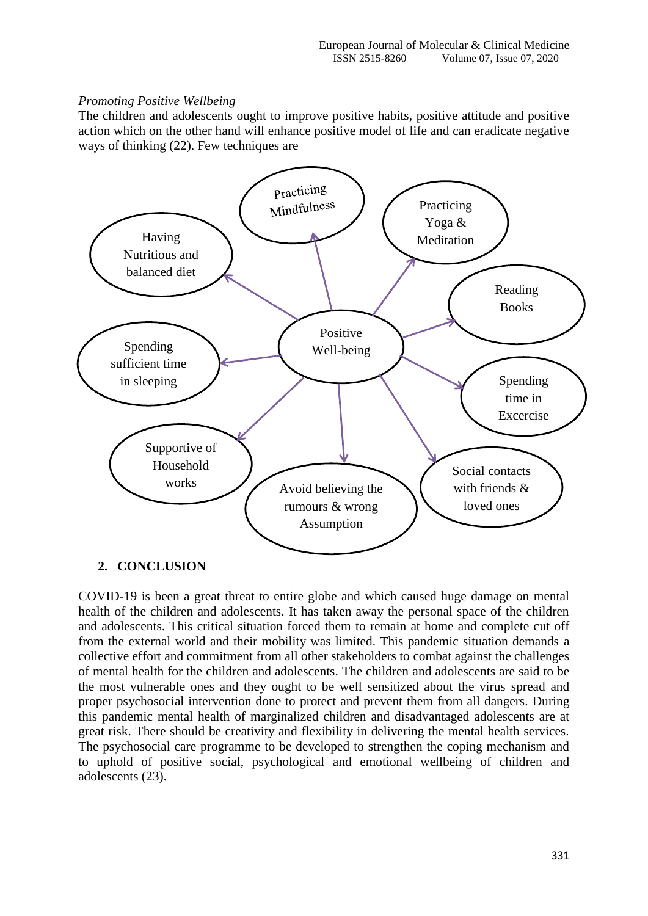*Promoting Positive Wellbeing*

The children and adolescents ought to improve positive habits, positive attitude and positive action which on the other hand will enhance positive model of life and can eradicate negative ways of thinking (22). Few techniques are

Positive Well-being

- Practicing Mindfulness
- Practicing Yoga & Meditation
- Reading Books
- Spending time in Excercise
- Social contacts with friends & loved ones
- Avoid believing the rumours & wrong Assumption
- Supportive of Household works
- Spending sufficient time in sleeping
- Having Nutritious and balanced diet

## 2. CONCLUSION

COVID-19 is been a great threat to entire globe and which caused huge damage on mental health of the children and adolescents. It has taken away the personal space of the children and adolescents. This critical situation forced them to remain at home and complete cut off from the external world and their mobility was limited. This pandemic situation demands a collective effort and commitment from all other stakeholders to combat against the challenges of mental health for the children and adolescents. The children and adolescents are said to be the most vulnerable ones and they ought to be well sensitized about the virus spread and proper psychosocial intervention done to protect and prevent them from all dangers. During this pandemic mental health of marginalized children and disadvantaged adolescents are at great risk. There should be creativity and flexibility in delivering the mental health services. The psychosocial care programme to be developed to strengthen the coping mechanism and to uphold of positive social, psychological and emotional wellbeing of children and adolescents (23).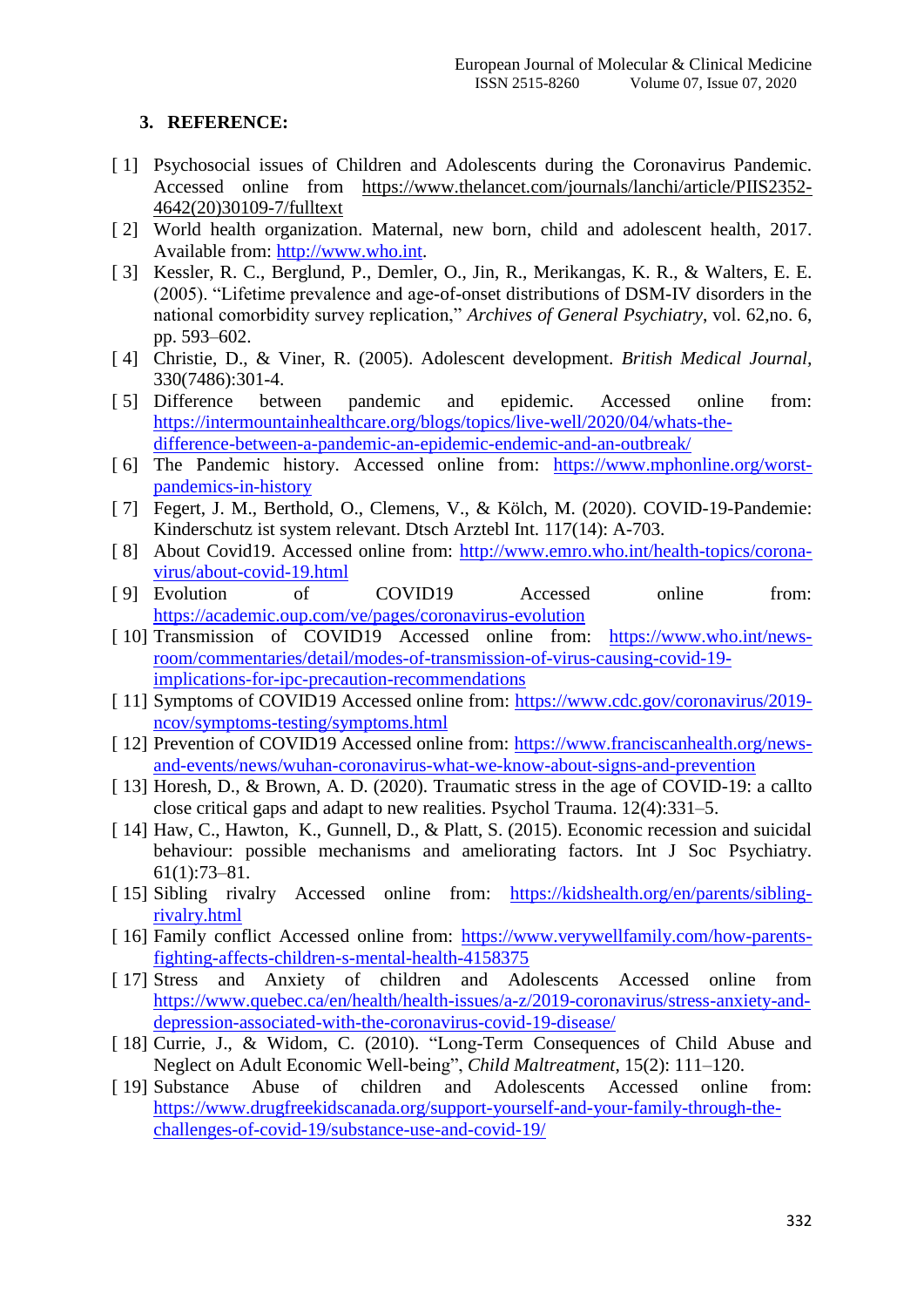### 3. REFERENCE:

[ 1] Psychosocial issues of Children and Adolescents during the Coronavirus Pandemic. Accessed online from https://www.thelancet.com/journals/lanchi/article/PIIS2352-4642(20)30109-7/fulltext

[ 2] World health organization. Maternal, new born, child and adolescent health, 2017. Available from: http://www.who.int.

[ 3] Kessler, R. C., Berglund, P., Demler, O., Jin, R., Merikangas, K. R., & Walters, E. E. (2005). "Lifetime prevalence and age-of-onset distributions of DSM-IV disorders in the national comorbidity survey replication," *Archives of General Psychiatry*, vol. 62,no. 6, pp. 593–602.

[ 4] Christie, D., & Viner, R. (2005). Adolescent development. *British Medical Journal*, 330(7486):301-4.

[ 5] Difference between pandemic and epidemic. Accessed online from: https://intermountainhealthcare.org/blogs/topics/live-well/2020/04/whats-the-difference-between-a-pandemic-an-epidemic-endemic-and-an-outbreak/

[ 6] The Pandemic history. Accessed online from: https://www.mphonline.org/worst-pandemics-in-history

[ 7] Fegert, J. M., Berthold, O., Clemens, V., & Kölch, M. (2020). COVID-19-Pandemie: Kinderschutz ist system relevant. Dtsch Arztebl Int. 117(14): A-703.

[ 8] About Covid19. Accessed online from: http://www.emro.who.int/health-topics/corona-virus/about-covid-19.html

[ 9] Evolution of COVID19 Accessed online from: https://academic.oup.com/ve/pages/coronavirus-evolution

[ 10] Transmission of COVID19 Accessed online from: https://www.who.int/news-room/commentaries/detail/modes-of-transmission-of-virus-causing-covid-19-implications-for-ipc-precaution-recommendations

[ 11] Symptoms of COVID19 Accessed online from: https://www.cdc.gov/coronavirus/2019-ncov/symptoms-testing/symptoms.html

[ 12] Prevention of COVID19 Accessed online from: https://www.franciscanhealth.org/news-and-events/news/wuhan-coronavirus-what-we-know-about-signs-and-prevention

[ 13] Horesh, D., & Brown, A. D. (2020). Traumatic stress in the age of COVID-19: a callto close critical gaps and adapt to new realities. Psychol Trauma. 12(4):331–5.

[ 14] Haw, C., Hawton, K., Gunnell, D., & Platt, S. (2015). Economic recession and suicidal behaviour: possible mechanisms and ameliorating factors. Int J Soc Psychiatry. 61(1):73–81.

[ 15] Sibling rivalry Accessed online from: https://kidshealth.org/en/parents/sibling-rivalry.html

[ 16] Family conflict Accessed online from: https://www.verywellfamily.com/how-parents-fighting-affects-children-s-mental-health-4158375

[ 17] Stress and Anxiety of children and Adolescents Accessed online from https://www.quebec.ca/en/health/health-issues/a-z/2019-coronavirus/stress-anxiety-and-depression-associated-with-the-coronavirus-covid-19-disease/

[ 18] Currie, J., & Widom, C. (2010). "Long-Term Consequences of Child Abuse and Neglect on Adult Economic Well-being", *Child Maltreatment*, 15(2): 111–120.

[ 19] Substance Abuse of children and Adolescents Accessed online from: https://www.drugfreekidscanada.org/support-yourself-and-your-family-through-the-challenges-of-covid-19/substance-use-and-covid-19/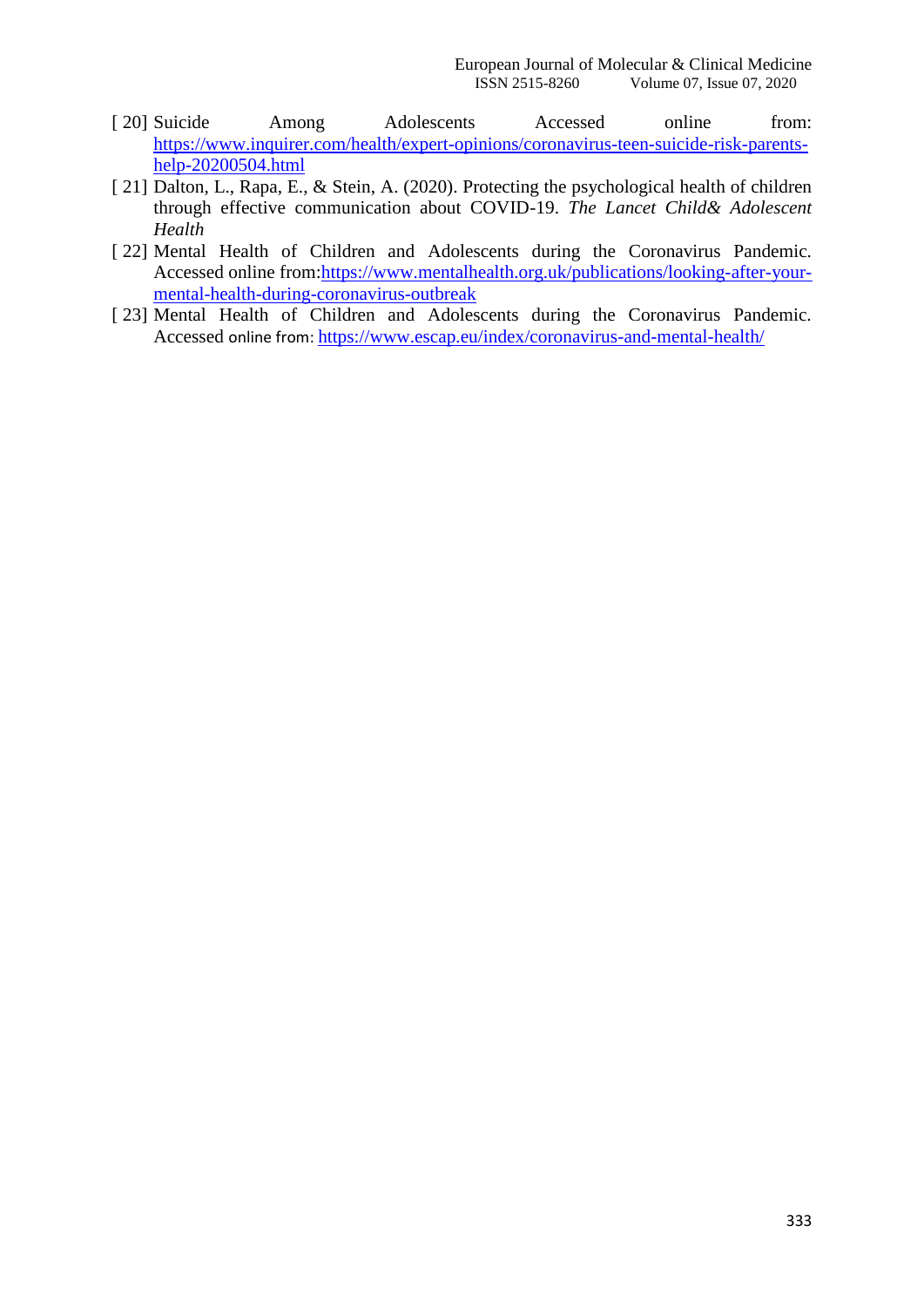[ 20] Suicide Among Adolescents Accessed online from: https://www.inquirer.com/health/expert-opinions/coronavirus-teen-suicide-risk-parents-help-20200504.html

[ 21] Dalton, L., Rapa, E., & Stein, A. (2020). Protecting the psychological health of children through effective communication about COVID-19. *The Lancet Child& Adolescent Health*

[ 22] Mental Health of Children and Adolescents during the Coronavirus Pandemic. Accessed online from:https://www.mentalhealth.org.uk/publications/looking-after-your-mental-health-during-coronavirus-outbreak

[ 23] Mental Health of Children and Adolescents during the Coronavirus Pandemic. Accessed online from: https://www.escap.eu/index/coronavirus-and-mental-health/